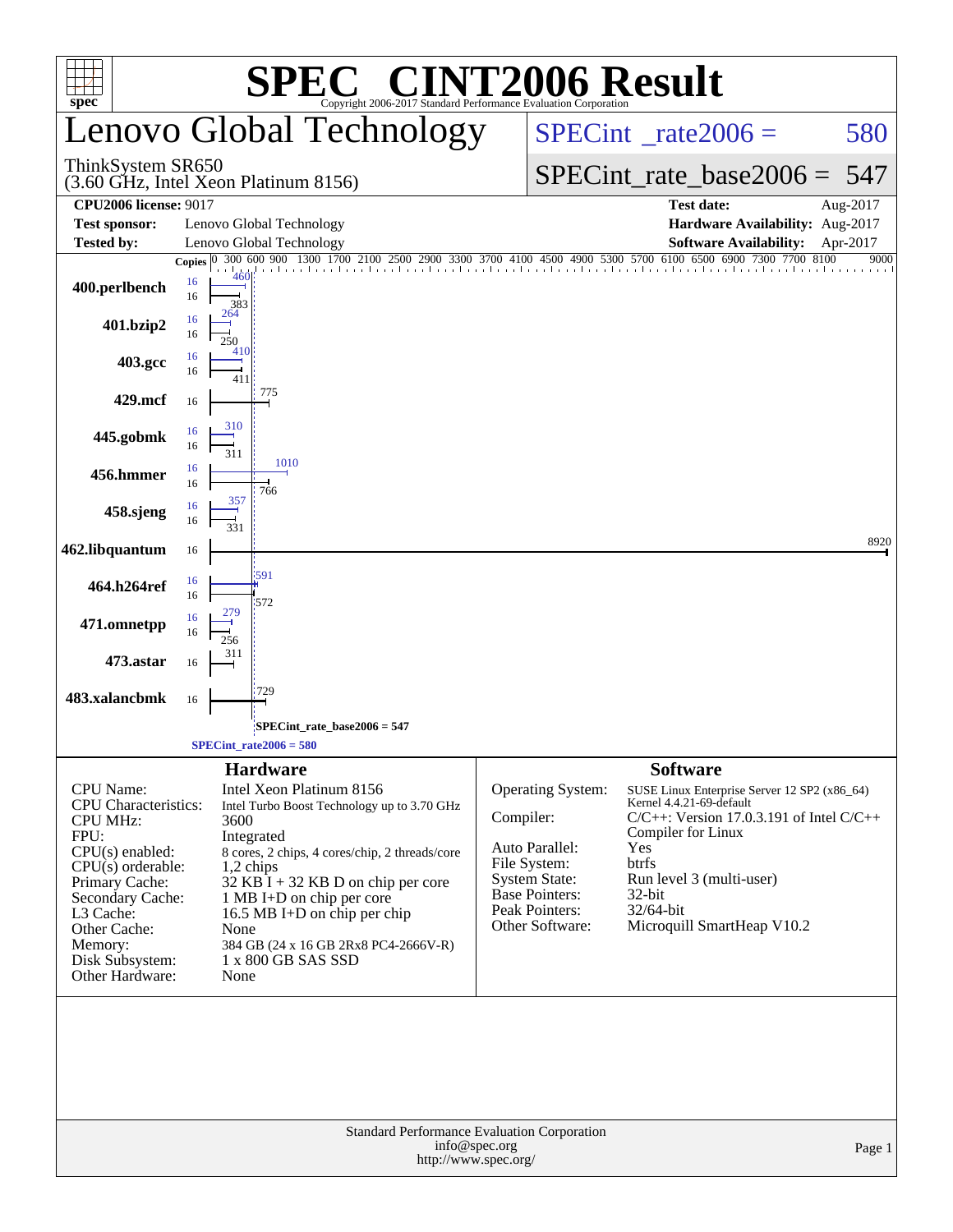# SPEC® CINT2006 Result

Copyright 2006-2017 Standard Performance Evaluation Corporation

## Lenovo Global Technology

ThinkSystem SR650
(3.60 GHz, Intel Xeon Platinum 8156)

SPECint_rate2006 = 580

SPECint_rate_base2006 = 547

| | | | |
|---|---|---|---|
| **CPU2006 license:** 9017 | | **Test date:** | Aug-2017 |
| **Test sponsor:** | Lenovo Global Technology | **Hardware Availability:** | Aug-2017 |
| **Tested by:** | Lenovo Global Technology | **Software Availability:** | Apr-2017 |

| Benchmark | Copies (peak) | Peak | Copies (base) | Base |
|---|---|---|---|---|
| 400.perlbench | 16 | 460 | 16 | 383 |
| 401.bzip2 | 16 | 264 | 16 | 250 |
| 403.gcc | 16 | 410 | 16 | 411 |
| 429.mcf | | | 16 | 775 |
| 445.gobmk | 16 | 310 | 16 | 311 |
| 456.hmmer | 16 | 1010 | 16 | 766 |
| 458.sjeng | 16 | 357 | 16 | 331 |
| 462.libquantum | | | 16 | 8920 |
| 464.h264ref | 16 | 591 | 16 | 572 |
| 471.omnetpp | 16 | 279 | 16 | 256 |
| 473.astar | | | 16 | 311 |
| 483.xalancbmk | | | 16 | 729 |

SPECint_rate_base2006 = 547

SPECint_rate2006 = 580

## Hardware

| | |
|---|---|
| CPU Name: | Intel Xeon Platinum 8156 |
| CPU Characteristics: | Intel Turbo Boost Technology up to 3.70 GHz |
| CPU MHz: | 3600 |
| FPU: | Integrated |
| CPU(s) enabled: | 8 cores, 2 chips, 4 cores/chip, 2 threads/core |
| CPU(s) orderable: | 1,2 chips |
| Primary Cache: | 32 KB I + 32 KB D on chip per core |
| Secondary Cache: | 1 MB I+D on chip per core |
| L3 Cache: | 16.5 MB I+D on chip per chip |
| Other Cache: | None |
| Memory: | 384 GB (24 x 16 GB 2Rx8 PC4-2666V-R) |
| Disk Subsystem: | 1 x 800 GB SAS SSD |
| Other Hardware: | None |

## Software

| | |
|---|---|
| Operating System: | SUSE Linux Enterprise Server 12 SP2 (x86_64) Kernel 4.4.21-69-default |
| Compiler: | C/C++: Version 17.0.3.191 of Intel C/C++ Compiler for Linux |
| Auto Parallel: | Yes |
| File System: | btrfs |
| System State: | Run level 3 (multi-user) |
| Base Pointers: | 32-bit |
| Peak Pointers: | 32/64-bit |
| Other Software: | Microquill SmartHeap V10.2 |

Standard Performance Evaluation Corporation
info@spec.org
http://www.spec.org/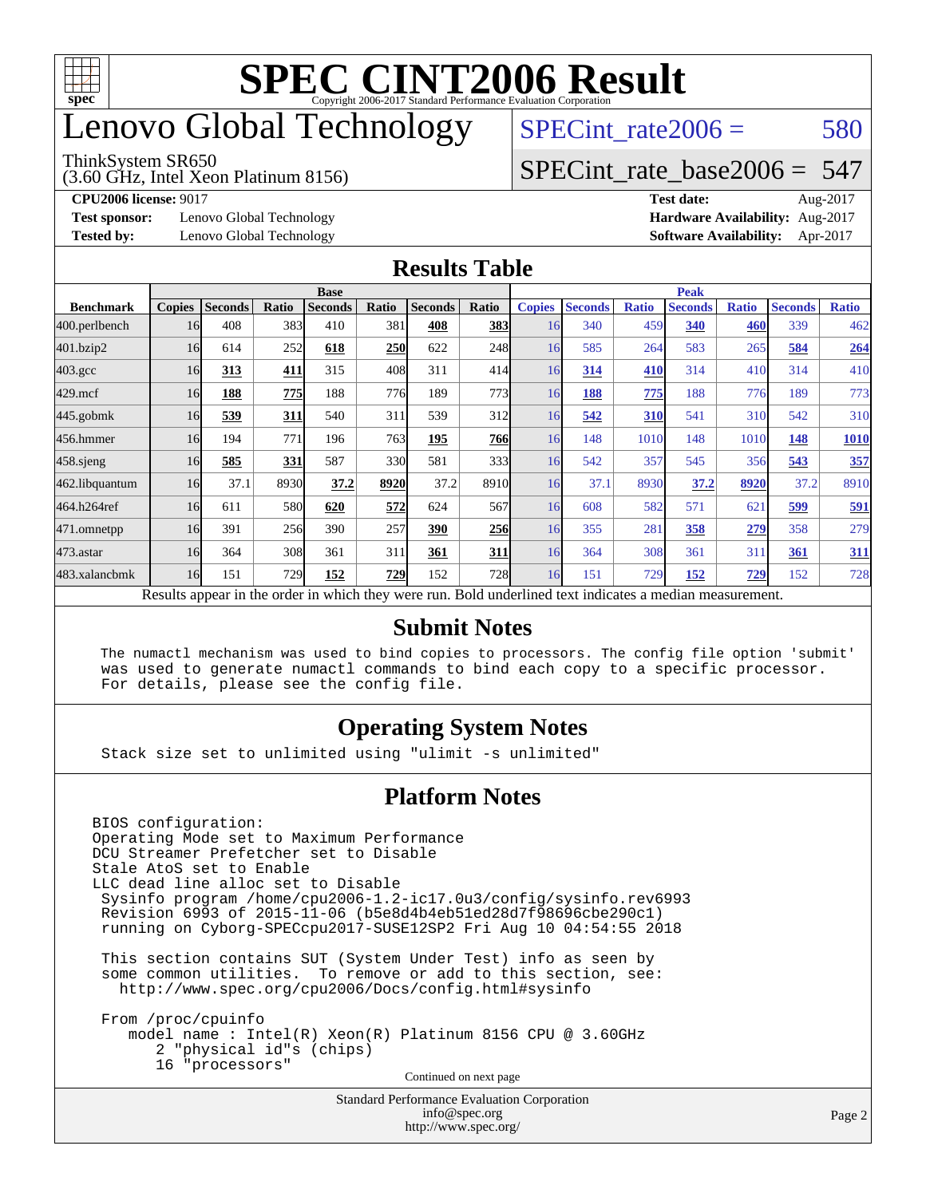# SPEC CINT2006 Result

Copyright 2006-2017 Standard Performance Evaluation Corporation

# Lenovo Global Technology

ThinkSystem SR650
(3.60 GHz, Intel Xeon Platinum 8156)

SPECint_rate2006 = 580

SPECint_rate_base2006 = 547

**CPU2006 license:** 9017
**Test sponsor:** Lenovo Global Technology
**Tested by:** Lenovo Global Technology

**Test date:** Aug-2017
**Hardware Availability:** Aug-2017
**Software Availability:** Apr-2017

## Results Table

| Benchmark | Base | | | | | | | Peak | | | | | | |
|---|---|---|---|---|---|---|---|---|---|---|---|---|---|---|
| | Copies | Seconds | Ratio | Seconds | Ratio | Seconds | Ratio | Copies | Seconds | Ratio | Seconds | Ratio | Seconds | Ratio |
| 400.perlbench | 16 | 408 | 383 | 410 | 381 | **408** | **383** | 16 | 340 | 459 | **340** | **460** | 339 | 462 |
| 401.bzip2 | 16 | 614 | 252 | **618** | **250** | 622 | 248 | 16 | 585 | 264 | 583 | 265 | **584** | **264** |
| 403.gcc | 16 | **313** | **411** | 315 | 408 | 311 | 414 | 16 | **314** | **410** | 314 | 410 | 314 | 410 |
| 429.mcf | 16 | **188** | **775** | 188 | 776 | 189 | 773 | 16 | **188** | **775** | 188 | 776 | 189 | 773 |
| 445.gobmk | 16 | **539** | **311** | 540 | 311 | 539 | 312 | 16 | **542** | **310** | 541 | 310 | 542 | 310 |
| 456.hmmer | 16 | 194 | 771 | 196 | 763 | **195** | **766** | 16 | 148 | 1010 | 148 | 1010 | **148** | **1010** |
| 458.sjeng | 16 | **585** | **331** | 587 | 330 | 581 | 333 | 16 | 542 | 357 | 545 | 356 | **543** | **357** |
| 462.libquantum | 16 | 37.1 | 8930 | **37.2** | **8920** | 37.2 | 8910 | 16 | 37.1 | 8930 | **37.2** | **8920** | 37.2 | 8910 |
| 464.h264ref | 16 | 611 | 580 | **620** | **572** | 624 | 567 | 16 | 608 | 582 | 571 | 621 | **599** | **591** |
| 471.omnetpp | 16 | 391 | 256 | 390 | 257 | **390** | **256** | 16 | 355 | 281 | **358** | **279** | 358 | 279 |
| 473.astar | 16 | 364 | 308 | 361 | 311 | **361** | **311** | 16 | 364 | 308 | 361 | 311 | **361** | **311** |
| 483.xalancbmk | 16 | 151 | 729 | **152** | **729** | 152 | 728 | 16 | 151 | 729 | **152** | **729** | 152 | 728 |

Results appear in the order in which they were run. Bold underlined text indicates a median measurement.

## Submit Notes

```
The numactl mechanism was used to bind copies to processors. The config file option 'submit'
was used to generate numactl commands to bind each copy to a specific processor.
For details, please see the config file.
```

## Operating System Notes

```
Stack size set to unlimited using "ulimit -s unlimited"
```

## Platform Notes

```
BIOS configuration:
Operating Mode set to Maximum Performance
DCU Streamer Prefetcher set to Disable
Stale AtoS set to Enable
LLC dead line alloc set to Disable
 Sysinfo program /home/cpu2006-1.2-ic17.0u3/config/sysinfo.rev6993
 Revision 6993 of 2015-11-06 (b5e8d4b4eb51ed28d7f98696cbe290c1)
 running on Cyborg-SPECcpu2017-SUSE12SP2 Fri Aug 10 04:54:55 2018

 This section contains SUT (System Under Test) info as seen by
 some common utilities.  To remove or add to this section, see:
   http://www.spec.org/cpu2006/Docs/config.html#sysinfo

 From /proc/cpuinfo
    model name : Intel(R) Xeon(R) Platinum 8156 CPU @ 3.60GHz
       2 "physical id"s (chips)
       16 "processors"
```

Continued on next page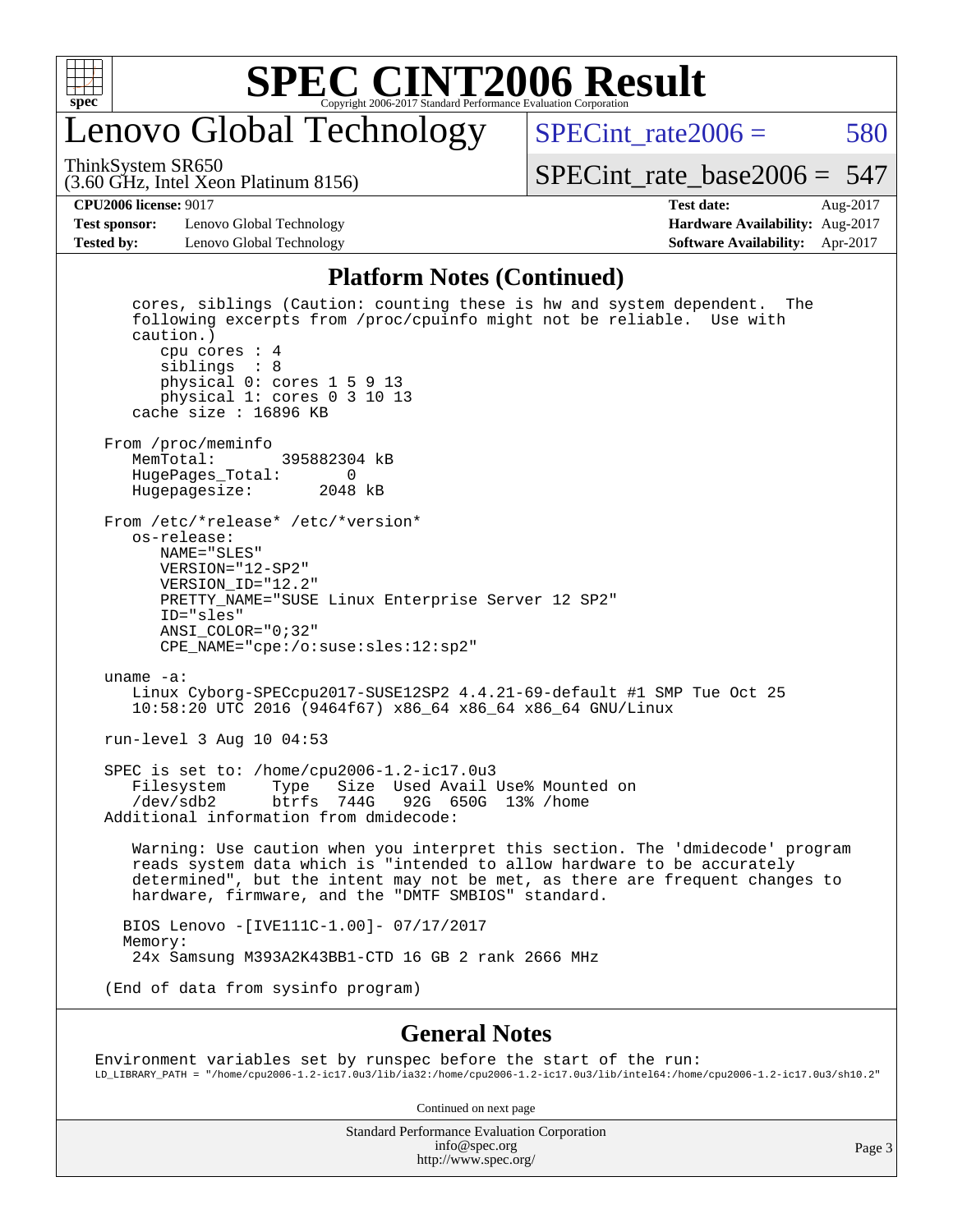# Lenovo Global Technology

ThinkSystem SR650
(3.60 GHz, Intel Xeon Platinum 8156)

SPECint_rate2006 = 580

SPECint_rate_base2006 = 547

| **CPU2006 license:** 9017 | **Test date:** Aug-2017 |
|---|---|
| **Test sponsor:** Lenovo Global Technology | **Hardware Availability:** Aug-2017 |
| **Tested by:** Lenovo Global Technology | **Software Availability:** Apr-2017 |

## Platform Notes (Continued)

```
    cores, siblings (Caution: counting these is hw and system dependent.  The
    following excerpts from /proc/cpuinfo might not be reliable.  Use with
    caution.)
       cpu cores : 4
       siblings  : 8
       physical 0: cores 1 5 9 13
       physical 1: cores 0 3 10 13
    cache size : 16896 KB

 From /proc/meminfo
    MemTotal:       395882304 kB
    HugePages_Total:       0
    Hugepagesize:       2048 kB

 From /etc/*release* /etc/*version*
    os-release:
       NAME="SLES"
       VERSION="12-SP2"
       VERSION_ID="12.2"
       PRETTY_NAME="SUSE Linux Enterprise Server 12 SP2"
       ID="sles"
       ANSI_COLOR="0;32"
       CPE_NAME="cpe:/o:suse:sles:12:sp2"

 uname -a:
    Linux Cyborg-SPECcpu2017-SUSE12SP2 4.4.21-69-default #1 SMP Tue Oct 25
    10:58:20 UTC 2016 (9464f67) x86_64 x86_64 x86_64 GNU/Linux

 run-level 3 Aug 10 04:53

 SPEC is set to: /home/cpu2006-1.2-ic17.0u3
    Filesystem     Type   Size  Used Avail Use% Mounted on
    /dev/sdb2      btrfs  744G   92G  650G  13% /home
 Additional information from dmidecode:

    Warning: Use caution when you interpret this section. The 'dmidecode' program
    reads system data which is "intended to allow hardware to be accurately
    determined", but the intent may not be met, as there are frequent changes to
    hardware, firmware, and the "DMTF SMBIOS" standard.

   BIOS Lenovo -[IVE111C-1.00]- 07/17/2017
   Memory:
    24x Samsung M393A2K43BB1-CTD 16 GB 2 rank 2666 MHz

 (End of data from sysinfo program)
```

## General Notes

```
Environment variables set by runspec before the start of the run:
LD_LIBRARY_PATH = "/home/cpu2006-1.2-ic17.0u3/lib/ia32:/home/cpu2006-1.2-ic17.0u3/lib/intel64:/home/cpu2006-1.2-ic17.0u3/sh10.2"
```

Continued on next page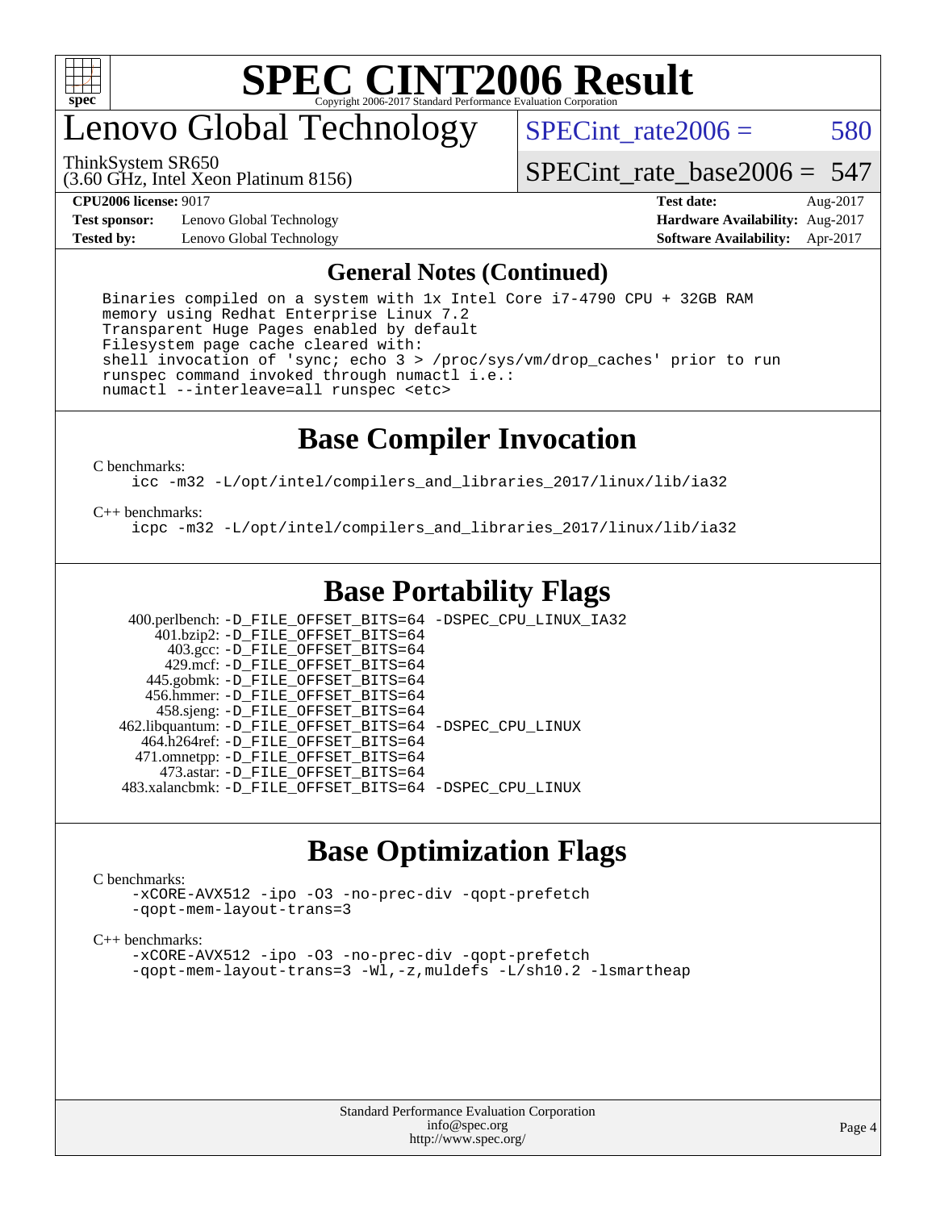# SPEC CINT2006 Result

## Lenovo Global Technology

ThinkSystem SR650
(3.60 GHz, Intel Xeon Platinum 8156)

SPECint_rate2006 = 580

SPECint_rate_base2006 = 547

| | | | |
|---|---|---|---|
| **CPU2006 license:** 9017 | | **Test date:** | Aug-2017 |
| **Test sponsor:** | Lenovo Global Technology | **Hardware Availability:** | Aug-2017 |
| **Tested by:** | Lenovo Global Technology | **Software Availability:** | Apr-2017 |

### General Notes (Continued)

```
Binaries compiled on a system with 1x Intel Core i7-4790 CPU + 32GB RAM
memory using Redhat Enterprise Linux 7.2
Transparent Huge Pages enabled by default
Filesystem page cache cleared with:
shell invocation of 'sync; echo 3 > /proc/sys/vm/drop_caches' prior to run
runspec command invoked through numactl i.e.:
numactl --interleave=all runspec <etc>
```

## Base Compiler Invocation

C benchmarks:

```
icc -m32 -L/opt/intel/compilers_and_libraries_2017/linux/lib/ia32
```

C++ benchmarks:

```
icpc -m32 -L/opt/intel/compilers_and_libraries_2017/linux/lib/ia32
```

## Base Portability Flags

```
   400.perlbench: -D_FILE_OFFSET_BITS=64 -DSPEC_CPU_LINUX_IA32
       401.bzip2: -D_FILE_OFFSET_BITS=64
         403.gcc: -D_FILE_OFFSET_BITS=64
         429.mcf: -D_FILE_OFFSET_BITS=64
       445.gobmk: -D_FILE_OFFSET_BITS=64
      456.hmmer: -D_FILE_OFFSET_BITS=64
       458.sjeng: -D_FILE_OFFSET_BITS=64
 462.libquantum: -D_FILE_OFFSET_BITS=64 -DSPEC_CPU_LINUX
     464.h264ref: -D_FILE_OFFSET_BITS=64
     471.omnetpp: -D_FILE_OFFSET_BITS=64
       473.astar: -D_FILE_OFFSET_BITS=64
  483.xalancbmk: -D_FILE_OFFSET_BITS=64 -DSPEC_CPU_LINUX
```

## Base Optimization Flags

C benchmarks:

```
-xCORE-AVX512 -ipo -O3 -no-prec-div -qopt-prefetch
-qopt-mem-layout-trans=3
```

C++ benchmarks:

```
-xCORE-AVX512 -ipo -O3 -no-prec-div -qopt-prefetch
-qopt-mem-layout-trans=3 -Wl,-z,muldefs -L/sh10.2 -lsmartheap
```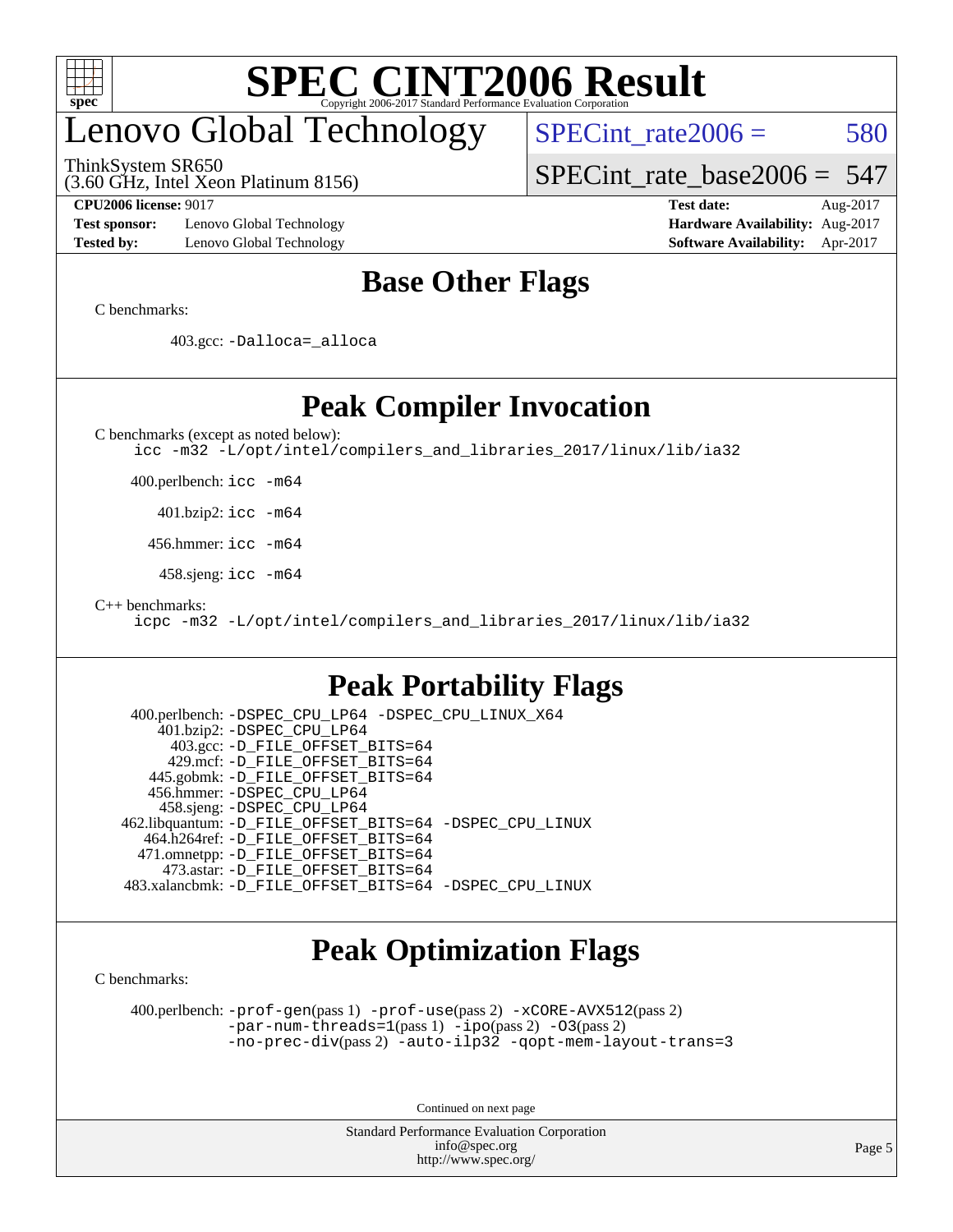# SPEC CINT2006 Result

Copyright 2006-2017 Standard Performance Evaluation Corporation

## Lenovo Global Technology

ThinkSystem SR650
(3.60 GHz, Intel Xeon Platinum 8156)

SPECint_rate2006 = 580

SPECint_rate_base2006 = 547

| | | | |
|---|---|---|---|
| **CPU2006 license:** 9017 | | **Test date:** | Aug-2017 |
| **Test sponsor:** | Lenovo Global Technology | **Hardware Availability:** | Aug-2017 |
| **Tested by:** | Lenovo Global Technology | **Software Availability:** | Apr-2017 |

## Base Other Flags

C benchmarks:

403.gcc: -Dalloca=_alloca

## Peak Compiler Invocation

C benchmarks (except as noted below):

```
icc -m32 -L/opt/intel/compilers_and_libraries_2017/linux/lib/ia32
```

400.perlbench: icc -m64

401.bzip2: icc -m64

456.hmmer: icc -m64

458.sjeng: icc -m64

C++ benchmarks:

```
icpc -m32 -L/opt/intel/compilers_and_libraries_2017/linux/lib/ia32
```

## Peak Portability Flags

400.perlbench: -DSPEC_CPU_LP64 -DSPEC_CPU_LINUX_X64
401.bzip2: -DSPEC_CPU_LP64
403.gcc: -D_FILE_OFFSET_BITS=64
429.mcf: -D_FILE_OFFSET_BITS=64
445.gobmk: -D_FILE_OFFSET_BITS=64
456.hmmer: -DSPEC_CPU_LP64
458.sjeng: -DSPEC_CPU_LP64
462.libquantum: -D_FILE_OFFSET_BITS=64 -DSPEC_CPU_LINUX
464.h264ref: -D_FILE_OFFSET_BITS=64
471.omnetpp: -D_FILE_OFFSET_BITS=64
473.astar: -D_FILE_OFFSET_BITS=64
483.xalancbmk: -D_FILE_OFFSET_BITS=64 -DSPEC_CPU_LINUX

## Peak Optimization Flags

C benchmarks:

400.perlbench: -prof-gen(pass 1) -prof-use(pass 2) -xCORE-AVX512(pass 2) -par-num-threads=1(pass 1) -ipo(pass 2) -O3(pass 2) -no-prec-div(pass 2) -auto-ilp32 -qopt-mem-layout-trans=3

Continued on next page

Standard Performance Evaluation Corporation
info@spec.org
http://www.spec.org/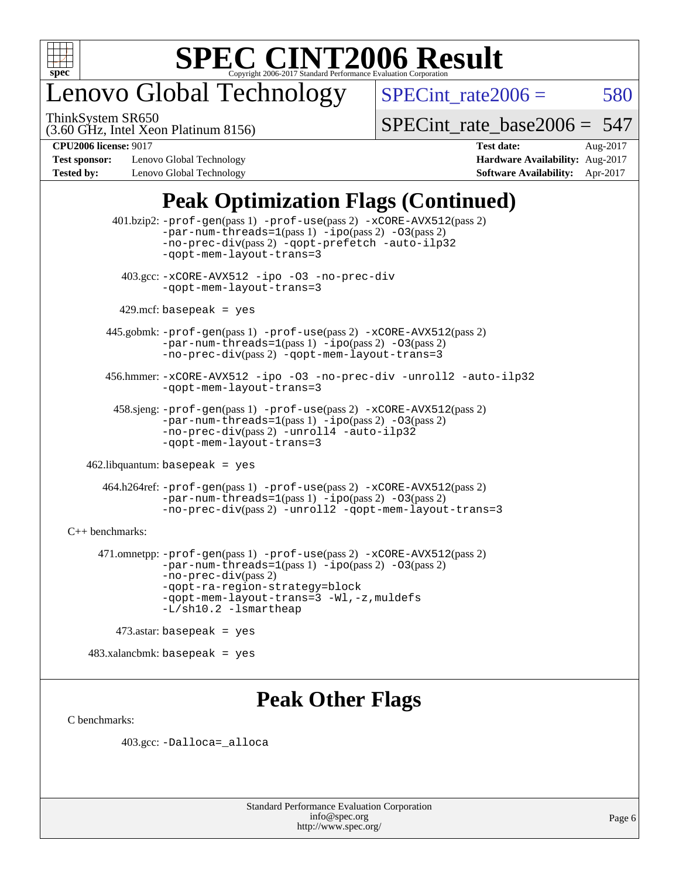# SPEC CINT2006 Result

Copyright 2006-2017 Standard Performance Evaluation Corporation

# Lenovo Global Technology

ThinkSystem SR650
(3.60 GHz, Intel Xeon Platinum 8156)

SPECint_rate2006 = 580

SPECint_rate_base2006 = 547

| | | | |
|---|---|---|---|
| **CPU2006 license:** 9017 | | **Test date:** | Aug-2017 |
| **Test sponsor:** | Lenovo Global Technology | **Hardware Availability:** | Aug-2017 |
| **Tested by:** | Lenovo Global Technology | **Software Availability:** | Apr-2017 |

## Peak Optimization Flags (Continued)

401.bzip2: -prof-gen(pass 1) -prof-use(pass 2) -xCORE-AVX512(pass 2) -par-num-threads=1(pass 1) -ipo(pass 2) -O3(pass 2) -no-prec-div(pass 2) -qopt-prefetch -auto-ilp32 -qopt-mem-layout-trans=3

403.gcc: -xCORE-AVX512 -ipo -O3 -no-prec-div -qopt-mem-layout-trans=3

429.mcf: basepeak = yes

445.gobmk: -prof-gen(pass 1) -prof-use(pass 2) -xCORE-AVX512(pass 2) -par-num-threads=1(pass 1) -ipo(pass 2) -O3(pass 2) -no-prec-div(pass 2) -qopt-mem-layout-trans=3

456.hmmer: -xCORE-AVX512 -ipo -O3 -no-prec-div -unroll2 -auto-ilp32 -qopt-mem-layout-trans=3

458.sjeng: -prof-gen(pass 1) -prof-use(pass 2) -xCORE-AVX512(pass 2) -par-num-threads=1(pass 1) -ipo(pass 2) -O3(pass 2) -no-prec-div(pass 2) -unroll4 -auto-ilp32 -qopt-mem-layout-trans=3

462.libquantum: basepeak = yes

464.h264ref: -prof-gen(pass 1) -prof-use(pass 2) -xCORE-AVX512(pass 2) -par-num-threads=1(pass 1) -ipo(pass 2) -O3(pass 2) -no-prec-div(pass 2) -unroll2 -qopt-mem-layout-trans=3

C++ benchmarks:

471.omnetpp: -prof-gen(pass 1) -prof-use(pass 2) -xCORE-AVX512(pass 2) -par-num-threads=1(pass 1) -ipo(pass 2) -O3(pass 2) -no-prec-div(pass 2) -qopt-ra-region-strategy=block -qopt-mem-layout-trans=3 -Wl,-z,muldefs -L/sh10.2 -lsmartheap

473.astar: basepeak = yes

483.xalancbmk: basepeak = yes

## Peak Other Flags

C benchmarks:

403.gcc: -Dalloca=_alloca

Standard Performance Evaluation Corporation
info@spec.org
http://www.spec.org/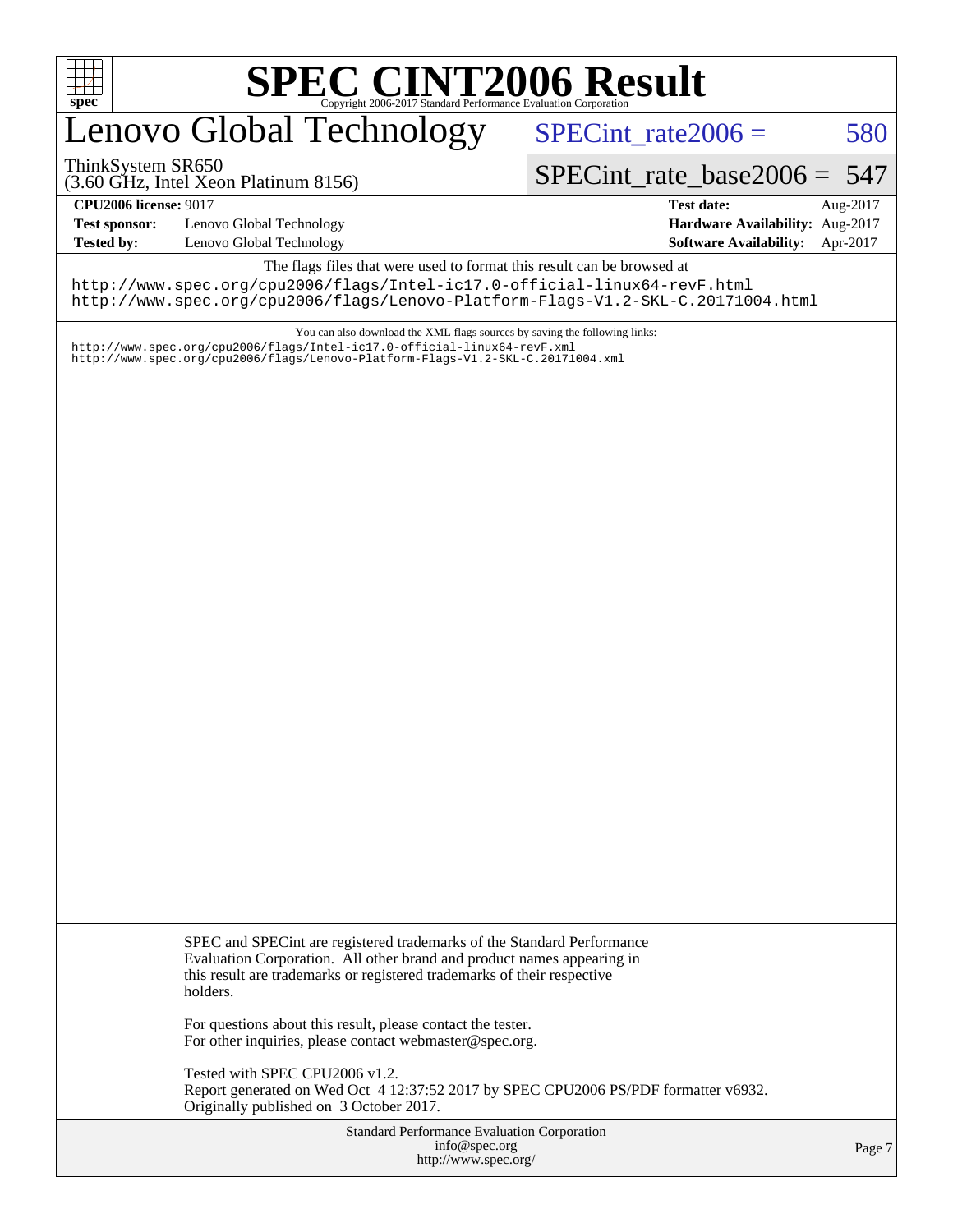# SPEC CINT2006 Result

Copyright 2006-2017 Standard Performance Evaluation Corporation

## Lenovo Global Technology

ThinkSystem SR650
(3.60 GHz, Intel Xeon Platinum 8156)

SPECint_rate2006 = 580

SPECint_rate_base2006 = 547

**CPU2006 license:** 9017
**Test sponsor:** Lenovo Global Technology
**Tested by:** Lenovo Global Technology

**Test date:** Aug-2017
**Hardware Availability:** Aug-2017
**Software Availability:** Apr-2017

The flags files that were used to format this result can be browsed at

```
http://www.spec.org/cpu2006/flags/Intel-ic17.0-official-linux64-revF.html
http://www.spec.org/cpu2006/flags/Lenovo-Platform-Flags-V1.2-SKL-C.20171004.html
```

You can also download the XML flags sources by saving the following links:

```
http://www.spec.org/cpu2006/flags/Intel-ic17.0-official-linux64-revF.xml
http://www.spec.org/cpu2006/flags/Lenovo-Platform-Flags-V1.2-SKL-C.20171004.xml
```

SPEC and SPECint are registered trademarks of the Standard Performance Evaluation Corporation. All other brand and product names appearing in this result are trademarks or registered trademarks of their respective holders.

For questions about this result, please contact the tester.
For other inquiries, please contact webmaster@spec.org.

Tested with SPEC CPU2006 v1.2.
Report generated on Wed Oct 4 12:37:52 2017 by SPEC CPU2006 PS/PDF formatter v6932.
Originally published on 3 October 2017.